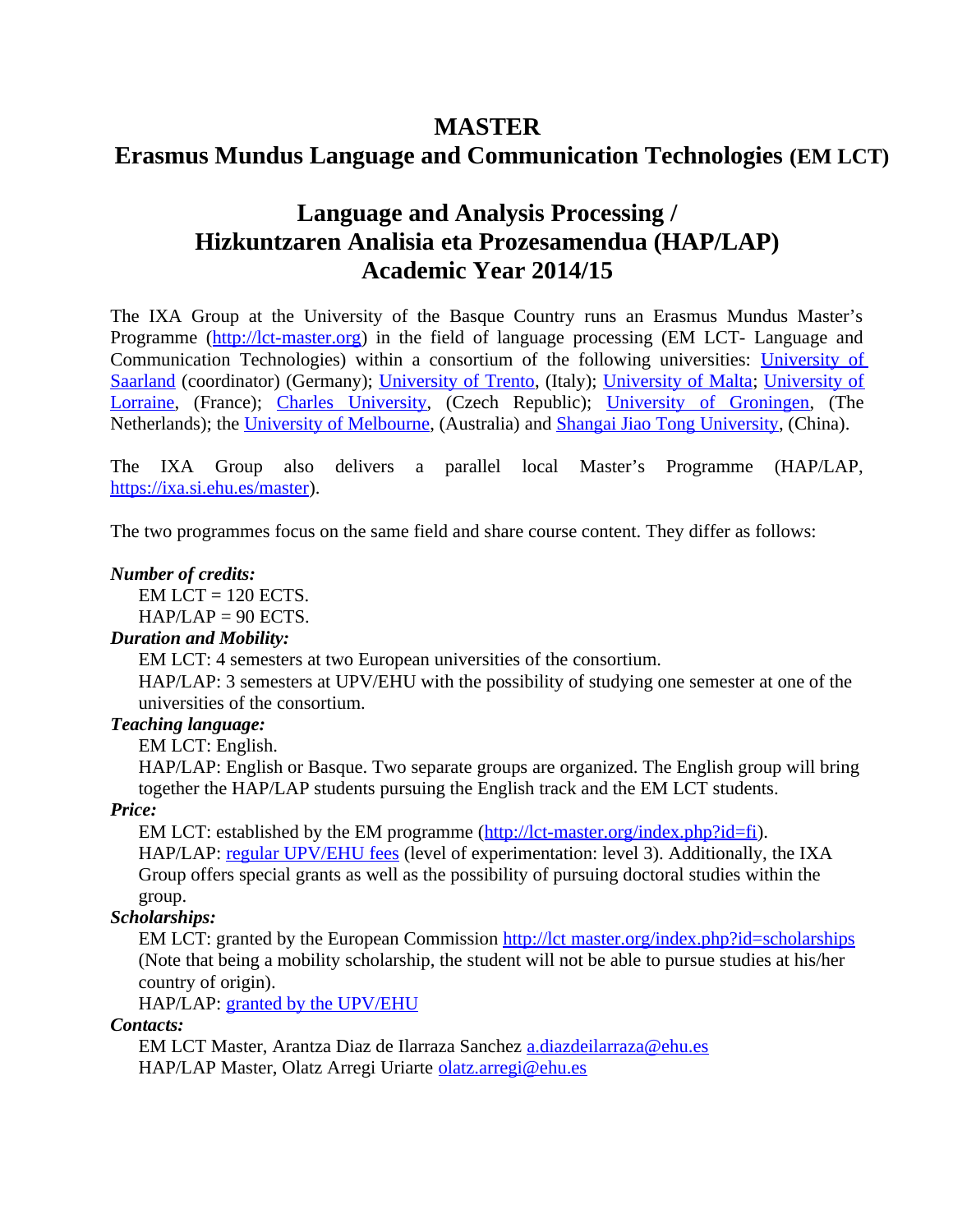# MASTER
# Erasmus Mundus Language and Communication Technologies (EM LCT)

## Language and Analysis Processing / Hizkuntzaren Analisia eta Prozesamendua (HAP/LAP) Academic Year 2014/15

The IXA Group at the University of the Basque Country runs an Erasmus Mundus Master's Programme (http://lct-master.org) in the field of language processing (EM LCT- Language and Communication Technologies) within a consortium of the following universities: University of Saarland (coordinator) (Germany); University of Trento, (Italy); University of Malta; University of Lorraine, (France); Charles University, (Czech Republic); University of Groningen, (The Netherlands); the University of Melbourne, (Australia) and Shangai Jiao Tong University, (China).

The IXA Group also delivers a parallel local Master's Programme (HAP/LAP, https://ixa.si.ehu.es/master).

The two programmes focus on the same field and share course content. They differ as follows:

***Number of credits:***

EM LCT = 120 ECTS.

HAP/LAP = 90 ECTS.

***Duration and Mobility:***

EM LCT: 4 semesters at two European universities of the consortium.

HAP/LAP: 3 semesters at UPV/EHU with the possibility of studying one semester at one of the universities of the consortium.

***Teaching language:***

EM LCT: English.

HAP/LAP: English or Basque. Two separate groups are organized. The English group will bring together the HAP/LAP students pursuing the English track and the EM LCT students.

***Price:***

EM LCT: established by the EM programme (http://lct-master.org/index.php?id=fi).

HAP/LAP: regular UPV/EHU fees (level of experimentation: level 3). Additionally, the IXA Group offers special grants as well as the possibility of pursuing doctoral studies within the group.

***Scholarships:***

EM LCT: granted by the European Commission http://lct master.org/index.php?id=scholarships (Note that being a mobility scholarship, the student will not be able to pursue studies at his/her country of origin).

HAP/LAP: granted by the UPV/EHU

***Contacts:***

EM LCT Master, Arantza Diaz de Ilarraza Sanchez a.diazdeilarraza@ehu.es

HAP/LAP Master, Olatz Arregi Uriarte olatz.arregi@ehu.es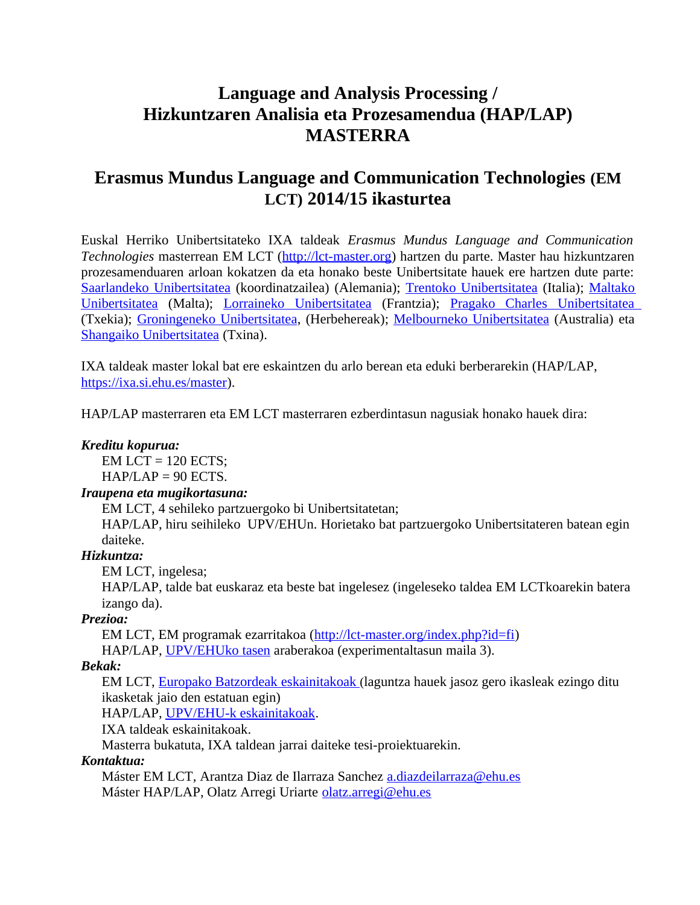# Language and Analysis Processing / Hizkuntzaren Analisia eta Prozesamendua (HAP/LAP) MASTERRA

## Erasmus Mundus Language and Communication Technologies (EM LCT) 2014/15 ikasturtea

Euskal Herriko Unibertsitateko IXA taldeak *Erasmus Mundus Language and Communication Technologies* masterrean EM LCT (http://lct-master.org) hartzen du parte. Master hau hizkuntzaren prozesamenduaren arloan kokatzen da eta honako beste Unibertsitate hauek ere hartzen dute parte: Saarlandeko Unibertsitatea (koordinatzailea) (Alemania); Trentoko Unibertsitatea (Italia); Maltako Unibertsitatea (Malta); Lorraineko Unibertsitatea (Frantzia); Pragako Charles Unibertsitatea (Txekia); Groningeneko Unibertsitatea, (Herbehereak); Melbourneko Unibertsitatea (Australia) eta Shangaiko Unibertsitatea (Txina).

IXA taldeak master lokal bat ere eskaintzen du arlo berean eta eduki berberarekin (HAP/LAP, https://ixa.si.ehu.es/master).

HAP/LAP masterraren eta EM LCT masterraren ezberdintasun nagusiak honako hauek dira:

***Kreditu kopurua:***

EM LCT = 120 ECTS;
HAP/LAP = 90 ECTS.

***Iraupena eta mugikortasuna:***

EM LCT, 4 sehileko partzuergoko bi Unibertsitatetan;
HAP/LAP, hiru seihileko UPV/EHUn. Horietako bat partzuergoko Unibertsitateren batean egin daiteke.

***Hizkuntza:***

EM LCT, ingelesa;
HAP/LAP, talde bat euskaraz eta beste bat ingelesez (ingeleseko taldea EM LCTkoarekin batera izango da).

***Prezioa:***

EM LCT, EM programak ezarritakoa (http://lct-master.org/index.php?id=fi)
HAP/LAP, UPV/EHUko tasen araberakoa (experimentaltasun maila 3).

***Bekak:***

EM LCT, Europako Batzordeak eskainitakoak (laguntza hauek jasoz gero ikasleak ezingo ditu ikasketak jaio den estatuan egin)
HAP/LAP, UPV/EHU-k eskainitakoak.
IXA taldeak eskainitakoak.
Masterra bukatuta, IXA taldean jarrai daiteke tesi-proiektuarekin.

***Kontaktua:***

Máster EM LCT, Arantza Diaz de Ilarraza Sanchez a.diazdeilarraza@ehu.es
Máster HAP/LAP, Olatz Arregi Uriarte olatz.arregi@ehu.es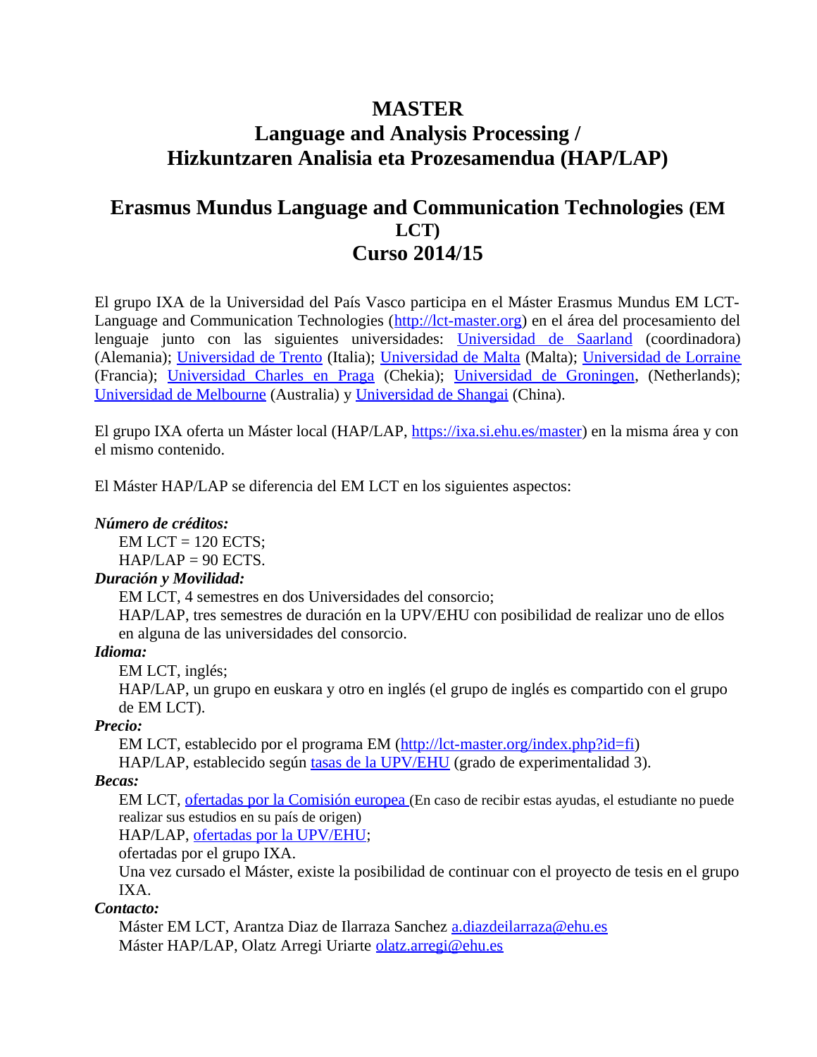# MASTER
# Language and Analysis Processing / Hizkuntzaren Analisia eta Prozesamendua (HAP/LAP)

## Erasmus Mundus Language and Communication Technologies (EM LCT)
## Curso 2014/15

El grupo IXA de la Universidad del País Vasco participa en el Máster Erasmus Mundus EM LCT-Language and Communication Technologies (http://lct-master.org) en el área del procesamiento del lenguaje junto con las siguientes universidades: Universidad de Saarland (coordinadora) (Alemania); Universidad de Trento (Italia); Universidad de Malta (Malta); Universidad de Lorraine (Francia); Universidad Charles en Praga (Chekia); Universidad de Groningen, (Netherlands); Universidad de Melbourne (Australia) y Universidad de Shangai (China).

El grupo IXA oferta un Máster local (HAP/LAP, https://ixa.si.ehu.es/master) en la misma área y con el mismo contenido.

El Máster HAP/LAP se diferencia del EM LCT en los siguientes aspectos:

***Número de créditos:***
EM LCT = 120 ECTS;
HAP/LAP = 90 ECTS.

***Duración y Movilidad:***
EM LCT, 4 semestres en dos Universidades del consorcio;
HAP/LAP, tres semestres de duración en la UPV/EHU con posibilidad de realizar uno de ellos en alguna de las universidades del consorcio.

***Idioma:***
EM LCT, inglés;
HAP/LAP, un grupo en euskara y otro en inglés (el grupo de inglés es compartido con el grupo de EM LCT).

***Precio:***
EM LCT, establecido por el programa EM (http://lct-master.org/index.php?id=fi)
HAP/LAP, establecido según tasas de la UPV/EHU (grado de experimentalidad 3).

***Becas:***
EM LCT, ofertadas por la Comisión europea (En caso de recibir estas ayudas, el estudiante no puede realizar sus estudios en su país de origen)
HAP/LAP, ofertadas por la UPV/EHU;
ofertadas por el grupo IXA.
Una vez cursado el Máster, existe la posibilidad de continuar con el proyecto de tesis en el grupo IXA.

***Contacto:***
Máster EM LCT, Arantza Diaz de Ilarraza Sanchez a.diazdeilarraza@ehu.es
Máster HAP/LAP, Olatz Arregi Uriarte olatz.arregi@ehu.es